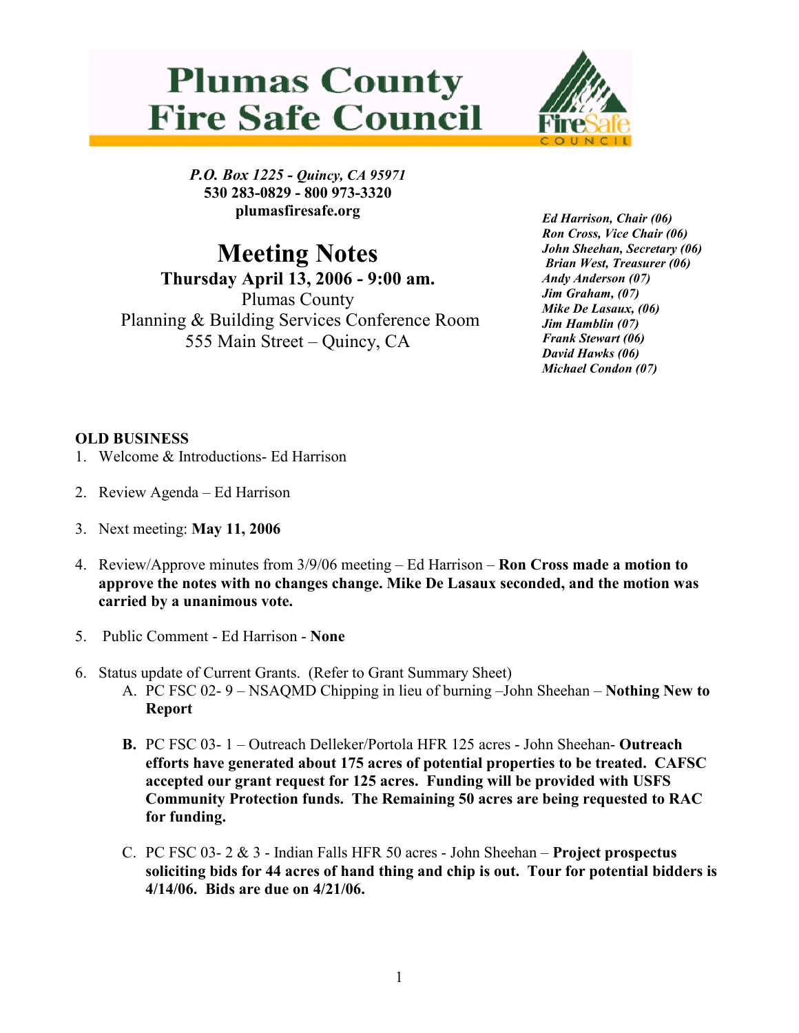# Plumas County Fire Safe Council

***P.O. Box 1225 - Quincy, CA 95971***
**530 283-0829 - 800 973-3320**
**plumasfiresafe.org**

## Meeting Notes

**Thursday April 13, 2006 - 9:00 am.**
Plumas County
Planning & Building Services Conference Room
555 Main Street – Quincy, CA

***Ed Harrison, Chair (06)***
***Ron Cross, Vice Chair (06)***
***John Sheehan, Secretary (06)***
***Brian West, Treasurer (06)***
***Andy Anderson (07)***
***Jim Graham, (07)***
***Mike De Lasaux, (06)***
***Jim Hamblin (07)***
***Frank Stewart (06)***
***David Hawks (06)***
***Michael Condon (07)***

**OLD BUSINESS**

1. Welcome & Introductions- Ed Harrison

2. Review Agenda – Ed Harrison

3. Next meeting: **May 11, 2006**

4. Review/Approve minutes from 3/9/06 meeting – Ed Harrison – **Ron Cross made a motion to approve the notes with no changes change. Mike De Lasaux seconded, and the motion was carried by a unanimous vote.**

5. Public Comment - Ed Harrison - **None**

6. Status update of Current Grants. (Refer to Grant Summary Sheet)
   A. PC FSC 02- 9 – NSAQMD Chipping in lieu of burning –John Sheehan – **Nothing New to Report**

   **B.** PC FSC 03- 1 – Outreach Delleker/Portola HFR 125 acres - John Sheehan- **Outreach efforts have generated about 175 acres of potential properties to be treated. CAFSC accepted our grant request for 125 acres. Funding will be provided with USFS Community Protection funds. The Remaining 50 acres are being requested to RAC for funding.**

   C. PC FSC 03- 2 & 3 - Indian Falls HFR 50 acres - John Sheehan – **Project prospectus soliciting bids for 44 acres of hand thing and chip is out. Tour for potential bidders is 4/14/06. Bids are due on 4/21/06.**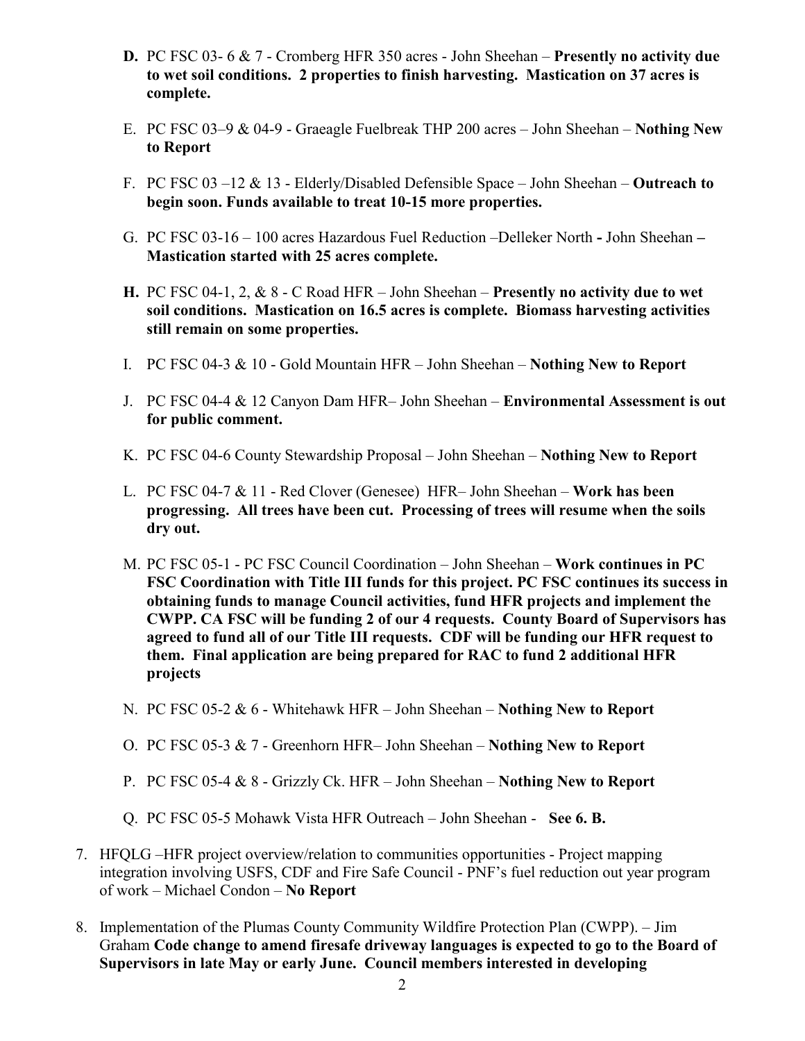**D.** PC FSC 03- 6 & 7 - Cromberg HFR 350 acres - John Sheehan – **Presently no activity due to wet soil conditions. 2 properties to finish harvesting. Mastication on 37 acres is complete.**

E. PC FSC 03–9 & 04-9 - Graeagle Fuelbreak THP 200 acres – John Sheehan – **Nothing New to Report**

F. PC FSC 03 –12 & 13 - Elderly/Disabled Defensible Space – John Sheehan – **Outreach to begin soon. Funds available to treat 10-15 more properties.**

G. PC FSC 03-16 – 100 acres Hazardous Fuel Reduction –Delleker North **-** John Sheehan **– Mastication started with 25 acres complete.**

**H.** PC FSC 04-1, 2, & 8 - C Road HFR – John Sheehan – **Presently no activity due to wet soil conditions. Mastication on 16.5 acres is complete. Biomass harvesting activities still remain on some properties.**

I. PC FSC 04-3 & 10 - Gold Mountain HFR – John Sheehan – **Nothing New to Report**

J. PC FSC 04-4 & 12 Canyon Dam HFR– John Sheehan – **Environmental Assessment is out for public comment.**

K. PC FSC 04-6 County Stewardship Proposal – John Sheehan – **Nothing New to Report**

L. PC FSC 04-7 & 11 - Red Clover (Genesee) HFR– John Sheehan – **Work has been progressing. All trees have been cut. Processing of trees will resume when the soils dry out.**

M. PC FSC 05-1 - PC FSC Council Coordination – John Sheehan – **Work continues in PC FSC Coordination with Title III funds for this project. PC FSC continues its success in obtaining funds to manage Council activities, fund HFR projects and implement the CWPP. CA FSC will be funding 2 of our 4 requests. County Board of Supervisors has agreed to fund all of our Title III requests. CDF will be funding our HFR request to them. Final application are being prepared for RAC to fund 2 additional HFR projects**

N. PC FSC 05-2 & 6 - Whitehawk HFR – John Sheehan – **Nothing New to Report**

O. PC FSC 05-3 & 7 - Greenhorn HFR– John Sheehan – **Nothing New to Report**

P. PC FSC 05-4 & 8 - Grizzly Ck. HFR – John Sheehan – **Nothing New to Report**

Q. PC FSC 05-5 Mohawk Vista HFR Outreach – John Sheehan - **See 6. B.**

7. HFQLG –HFR project overview/relation to communities opportunities - Project mapping integration involving USFS, CDF and Fire Safe Council - PNF's fuel reduction out year program of work – Michael Condon – **No Report**

8. Implementation of the Plumas County Community Wildfire Protection Plan (CWPP). – Jim Graham **Code change to amend firesafe driveway languages is expected to go to the Board of Supervisors in late May or early June. Council members interested in developing**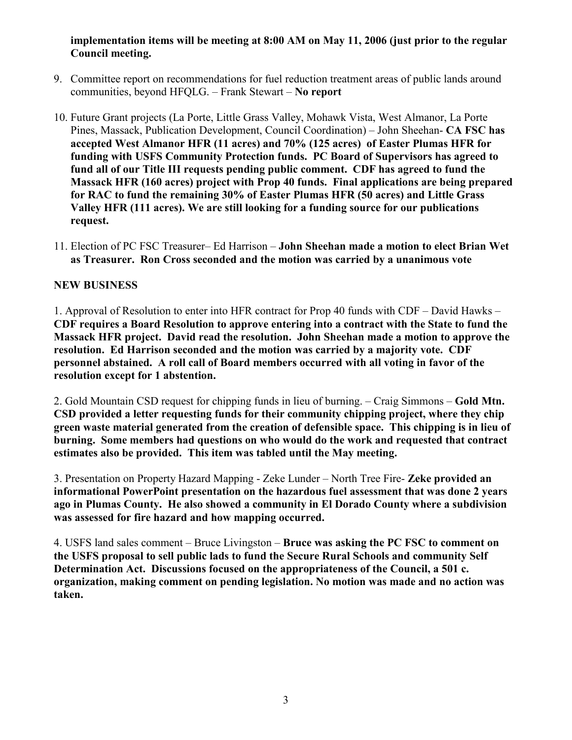**implementation items will be meeting at 8:00 AM on May 11, 2006 (just prior to the regular Council meeting.**

9. Committee report on recommendations for fuel reduction treatment areas of public lands around communities, beyond HFQLG. – Frank Stewart – **No report**

10. Future Grant projects (La Porte, Little Grass Valley, Mohawk Vista, West Almanor, La Porte Pines, Massack, Publication Development, Council Coordination) – John Sheehan- **CA FSC has accepted West Almanor HFR (11 acres) and 70% (125 acres) of Easter Plumas HFR for funding with USFS Community Protection funds. PC Board of Supervisors has agreed to fund all of our Title III requests pending public comment. CDF has agreed to fund the Massack HFR (160 acres) project with Prop 40 funds. Final applications are being prepared for RAC to fund the remaining 30% of Easter Plumas HFR (50 acres) and Little Grass Valley HFR (111 acres). We are still looking for a funding source for our publications request.**

11. Election of PC FSC Treasurer– Ed Harrison – **John Sheehan made a motion to elect Brian Wet as Treasurer. Ron Cross seconded and the motion was carried by a unanimous vote**

**NEW BUSINESS**

1. Approval of Resolution to enter into HFR contract for Prop 40 funds with CDF – David Hawks – **CDF requires a Board Resolution to approve entering into a contract with the State to fund the Massack HFR project. David read the resolution. John Sheehan made a motion to approve the resolution. Ed Harrison seconded and the motion was carried by a majority vote. CDF personnel abstained. A roll call of Board members occurred with all voting in favor of the resolution except for 1 abstention.**

2. Gold Mountain CSD request for chipping funds in lieu of burning. – Craig Simmons – **Gold Mtn. CSD provided a letter requesting funds for their community chipping project, where they chip green waste material generated from the creation of defensible space. This chipping is in lieu of burning. Some members had questions on who would do the work and requested that contract estimates also be provided. This item was tabled until the May meeting.**

3. Presentation on Property Hazard Mapping - Zeke Lunder – North Tree Fire- **Zeke provided an informational PowerPoint presentation on the hazardous fuel assessment that was done 2 years ago in Plumas County. He also showed a community in El Dorado County where a subdivision was assessed for fire hazard and how mapping occurred.**

4. USFS land sales comment – Bruce Livingston – **Bruce was asking the PC FSC to comment on the USFS proposal to sell public lads to fund the Secure Rural Schools and community Self Determination Act. Discussions focused on the appropriateness of the Council, a 501 c. organization, making comment on pending legislation. No motion was made and no action was taken.**